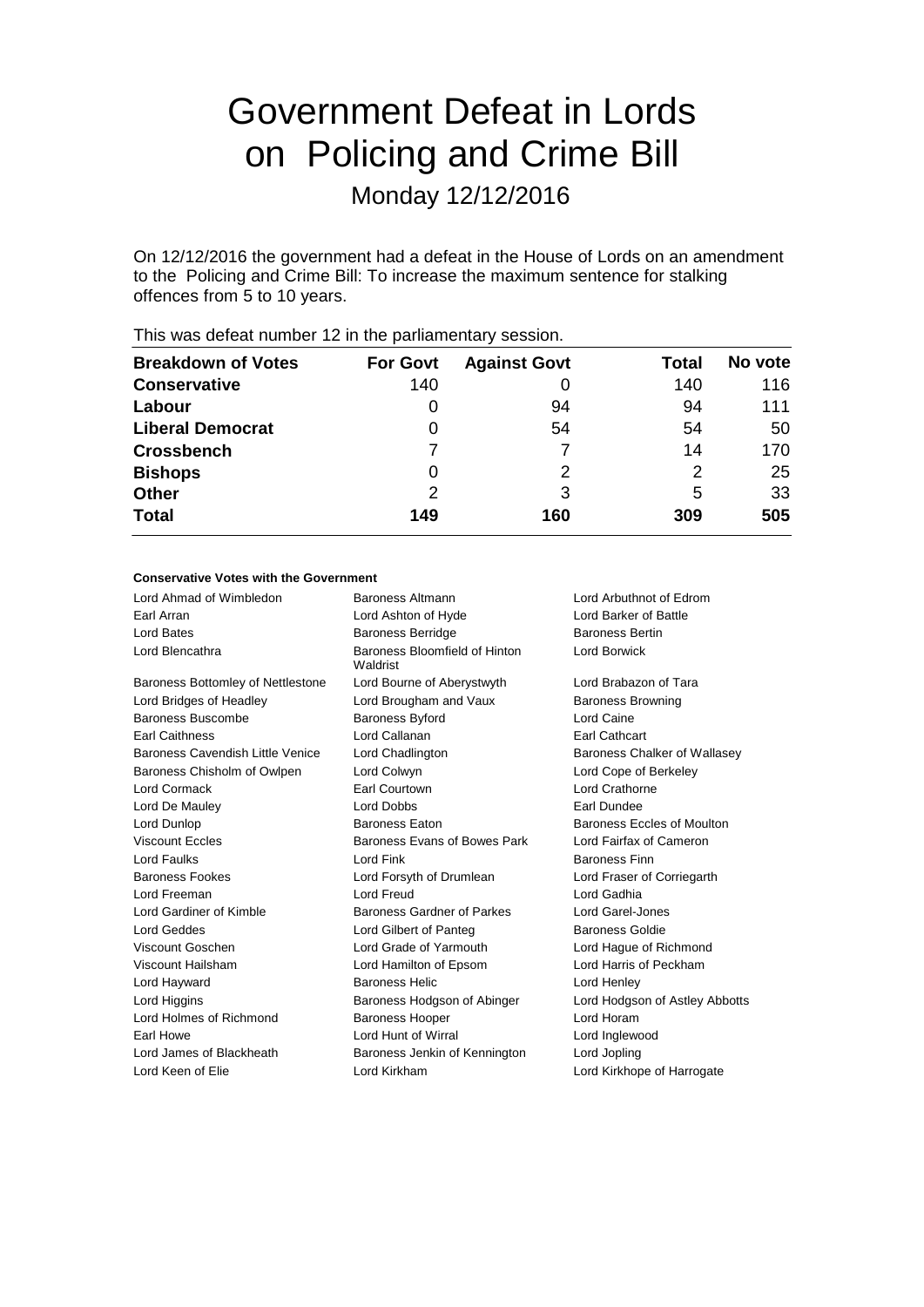# Government Defeat in Lords on Policing and Crime Bill

Monday 12/12/2016

On 12/12/2016 the government had a defeat in the House of Lords on an amendment to the Policing and Crime Bill: To increase the maximum sentence for stalking offences from 5 to 10 years.

This was defeat number 12 in the parliamentary session.

| Breakdown of Votes | For Govt | Against Govt | Total | No vote |
|---|---|---|---|---|
| **Conservative** | 140 | 0 | 140 | 116 |
| **Labour** | 0 | 94 | 94 | 111 |
| **Liberal Democrat** | 0 | 54 | 54 | 50 |
| **Crossbench** | 7 | 7 | 14 | 170 |
| **Bishops** | 0 | 2 | 2 | 25 |
| **Other** | 2 | 3 | 5 | 33 |
| **Total** | 149 | 160 | 309 | 505 |

**Conservative Votes with the Government**

| | | |
|---|---|---|
| Lord Ahmad of Wimbledon | Baroness Altmann | Lord Arbuthnot of Edrom |
| Earl Arran | Lord Ashton of Hyde | Lord Barker of Battle |
| Lord Bates | Baroness Berridge | Baroness Bertin |
| Lord Blencathra | Baroness Bloomfield of Hinton Waldrist | Lord Borwick |
| Baroness Bottomley of Nettlestone | Lord Bourne of Aberystwyth | Lord Brabazon of Tara |
| Lord Bridges of Headley | Lord Brougham and Vaux | Baroness Browning |
| Baroness Buscombe | Baroness Byford | Lord Caine |
| Earl Caithness | Lord Callanan | Earl Cathcart |
| Baroness Cavendish Little Venice | Lord Chadlington | Baroness Chalker of Wallasey |
| Baroness Chisholm of Owlpen | Lord Colwyn | Lord Cope of Berkeley |
| Lord Cormack | Earl Courtown | Lord Crathorne |
| Lord De Mauley | Lord Dobbs | Earl Dundee |
| Lord Dunlop | Baroness Eaton | Baroness Eccles of Moulton |
| Viscount Eccles | Baroness Evans of Bowes Park | Lord Fairfax of Cameron |
| Lord Faulks | Lord Fink | Baroness Finn |
| Baroness Fookes | Lord Forsyth of Drumlean | Lord Fraser of Corriegarth |
| Lord Freeman | Lord Freud | Lord Gadhia |
| Lord Gardiner of Kimble | Baroness Gardner of Parkes | Lord Garel-Jones |
| Lord Geddes | Lord Gilbert of Panteg | Baroness Goldie |
| Viscount Goschen | Lord Grade of Yarmouth | Lord Hague of Richmond |
| Viscount Hailsham | Lord Hamilton of Epsom | Lord Harris of Peckham |
| Lord Hayward | Baroness Helic | Lord Henley |
| Lord Higgins | Baroness Hodgson of Abinger | Lord Hodgson of Astley Abbotts |
| Lord Holmes of Richmond | Baroness Hooper | Lord Horam |
| Earl Howe | Lord Hunt of Wirral | Lord Inglewood |
| Lord James of Blackheath | Baroness Jenkin of Kennington | Lord Jopling |
| Lord Keen of Elie | Lord Kirkham | Lord Kirkhope of Harrogate |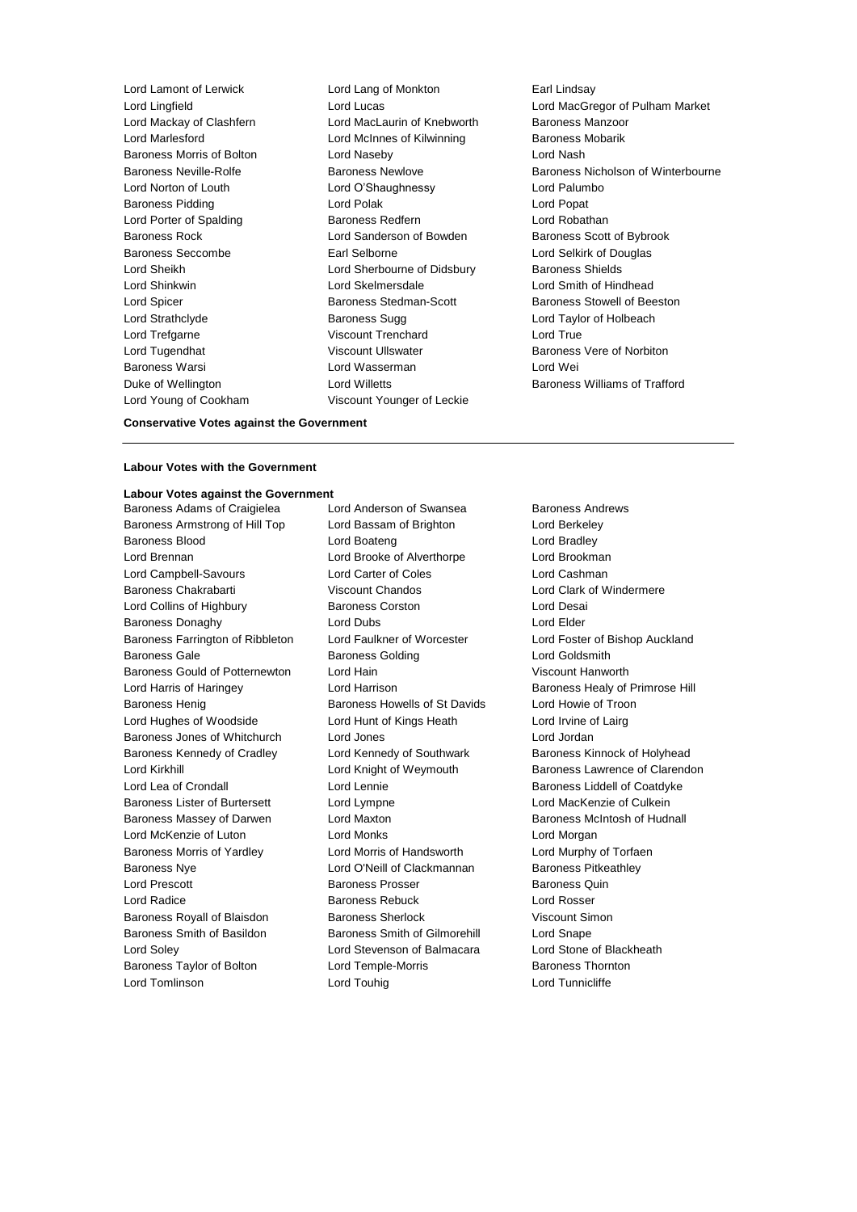Lord Lamont of Lerwick
Lord Lang of Monkton
Earl Lindsay
Lord Lingfield
Lord Lucas
Lord MacGregor of Pulham Market
Lord Mackay of Clashfern
Lord MacLaurin of Knebworth
Baroness Manzoor
Lord Marlesford
Lord McInnes of Kilwinning
Baroness Mobarik
Baroness Morris of Bolton
Lord Naseby
Lord Nash
Baroness Neville-Rolfe
Baroness Newlove
Baroness Nicholson of Winterbourne
Lord Norton of Louth
Lord O'Shaughnessy
Lord Palumbo
Baroness Pidding
Lord Polak
Lord Popat
Lord Porter of Spalding
Baroness Redfern
Lord Robathan
Baroness Rock
Lord Sanderson of Bowden
Baroness Scott of Bybrook
Baroness Seccombe
Earl Selborne
Lord Selkirk of Douglas
Lord Sheikh
Lord Sherbourne of Didsbury
Baroness Shields
Lord Shinkwin
Lord Skelmersdale
Lord Smith of Hindhead
Lord Spicer
Baroness Stedman-Scott
Baroness Stowell of Beeston
Lord Strathclyde
Baroness Sugg
Lord Taylor of Holbeach
Lord Trefgarne
Viscount Trenchard
Lord True
Lord Tugendhat
Viscount Ullswater
Baroness Vere of Norbiton
Baroness Warsi
Lord Wasserman
Lord Wei
Duke of Wellington
Lord Willetts
Baroness Williams of Trafford
Lord Young of Cookham
Viscount Younger of Leckie

**Conservative Votes against the Government**

---

**Labour Votes with the Government**

**Labour Votes against the Government**

Baroness Adams of Craigielea
Lord Anderson of Swansea
Baroness Andrews
Baroness Armstrong of Hill Top
Lord Bassam of Brighton
Lord Berkeley
Baroness Blood
Lord Boateng
Lord Bradley
Lord Brennan
Lord Brooke of Alverthorpe
Lord Brookman
Lord Campbell-Savours
Lord Carter of Coles
Lord Cashman
Baroness Chakrabarti
Viscount Chandos
Lord Clark of Windermere
Lord Collins of Highbury
Baroness Corston
Lord Desai
Baroness Donaghy
Lord Dubs
Lord Elder
Baroness Farrington of Ribbleton
Lord Faulkner of Worcester
Lord Foster of Bishop Auckland
Baroness Gale
Baroness Golding
Lord Goldsmith
Baroness Gould of Potternewton
Lord Hain
Viscount Hanworth
Lord Harris of Haringey
Lord Harrison
Baroness Healy of Primrose Hill
Baroness Henig
Baroness Howells of St Davids
Lord Howie of Troon
Lord Hughes of Woodside
Lord Hunt of Kings Heath
Lord Irvine of Lairg
Baroness Jones of Whitchurch
Lord Jones
Lord Jordan
Baroness Kennedy of Cradley
Lord Kennedy of Southwark
Baroness Kinnock of Holyhead
Lord Kirkhill
Lord Knight of Weymouth
Baroness Lawrence of Clarendon
Lord Lea of Crondall
Lord Lennie
Baroness Liddell of Coatdyke
Baroness Lister of Burtersett
Lord Lympne
Lord MacKenzie of Culkein
Baroness Massey of Darwen
Lord Maxton
Baroness McIntosh of Hudnall
Lord McKenzie of Luton
Lord Monks
Lord Morgan
Baroness Morris of Yardley
Lord Morris of Handsworth
Lord Murphy of Torfaen
Baroness Nye
Lord O'Neill of Clackmannan
Baroness Pitkeathley
Lord Prescott
Baroness Prosser
Baroness Quin
Lord Radice
Baroness Rebuck
Lord Rosser
Baroness Royall of Blaisdon
Baroness Sherlock
Viscount Simon
Baroness Smith of Basildon
Baroness Smith of Gilmorehill
Lord Snape
Lord Soley
Lord Stevenson of Balmacara
Lord Stone of Blackheath
Baroness Taylor of Bolton
Lord Temple-Morris
Baroness Thornton
Lord Tomlinson
Lord Touhig
Lord Tunnicliffe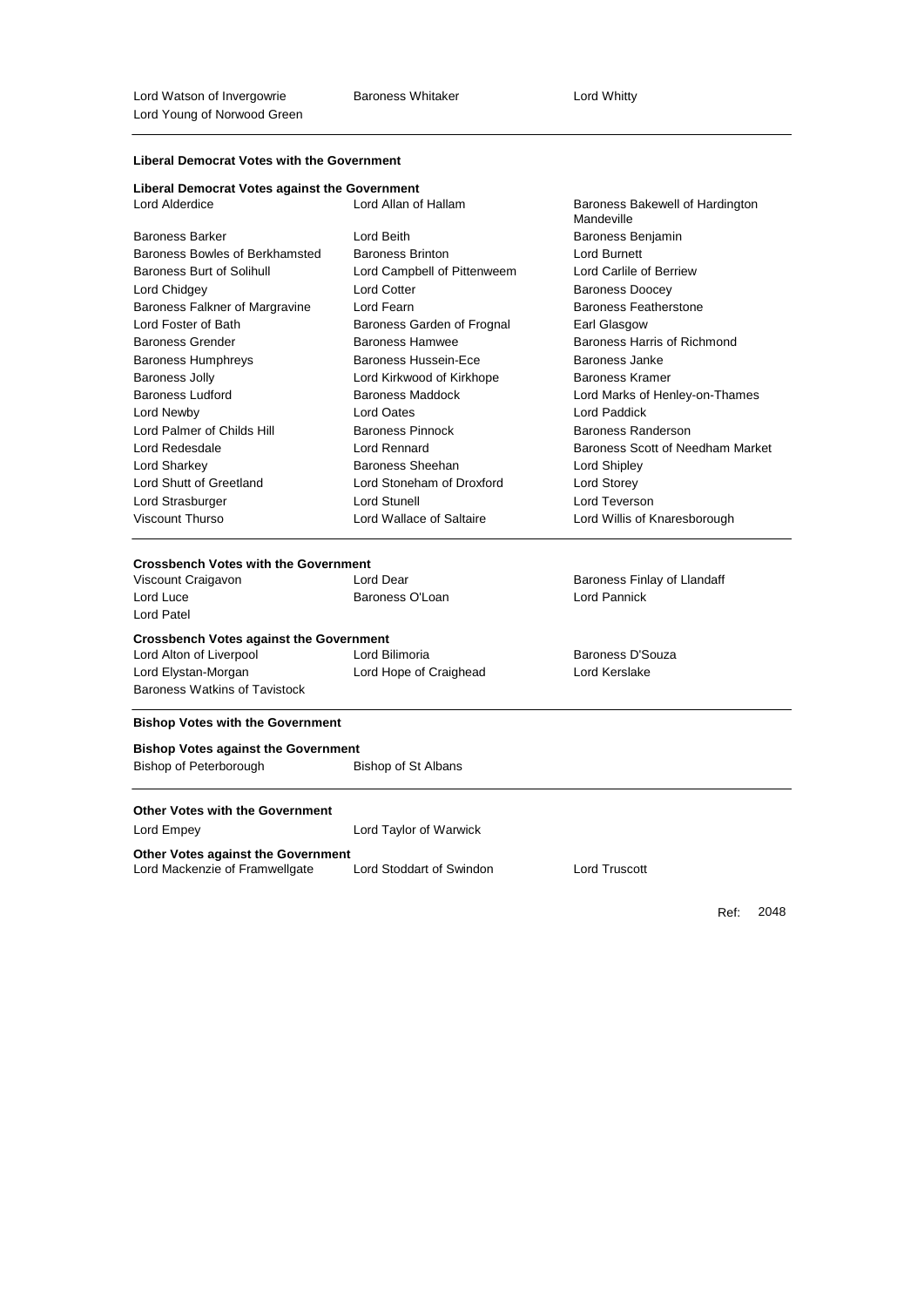Lord Watson of Invergowrie
Baroness Whitaker
Lord Whitty
Lord Young of Norwood Green

**Liberal Democrat Votes with the Government**

**Liberal Democrat Votes against the Government**

Lord Alderdice
Lord Allan of Hallam
Baroness Bakewell of Hardington Mandeville
Baroness Barker
Lord Beith
Baroness Benjamin
Baroness Bowles of Berkhamsted
Baroness Brinton
Lord Burnett
Baroness Burt of Solihull
Lord Campbell of Pittenweem
Lord Carlile of Berriew
Lord Chidgey
Lord Cotter
Baroness Doocey
Baroness Falkner of Margravine
Lord Fearn
Baroness Featherstone
Lord Foster of Bath
Baroness Garden of Frognal
Earl Glasgow
Baroness Grender
Baroness Hamwee
Baroness Harris of Richmond
Baroness Humphreys
Baroness Hussein-Ece
Baroness Janke
Baroness Jolly
Lord Kirkwood of Kirkhope
Baroness Kramer
Baroness Ludford
Baroness Maddock
Lord Marks of Henley-on-Thames
Lord Newby
Lord Oates
Lord Paddick
Lord Palmer of Childs Hill
Baroness Pinnock
Baroness Randerson
Lord Redesdale
Lord Rennard
Baroness Scott of Needham Market
Lord Sharkey
Baroness Sheehan
Lord Shipley
Lord Shutt of Greetland
Lord Stoneham of Droxford
Lord Storey
Lord Strasburger
Lord Stunell
Lord Teverson
Viscount Thurso
Lord Wallace of Saltaire
Lord Willis of Knaresborough

**Crossbench Votes with the Government**

Viscount Craigavon
Lord Dear
Baroness Finlay of Llandaff
Lord Luce
Baroness O'Loan
Lord Pannick
Lord Patel

**Crossbench Votes against the Government**

Lord Alton of Liverpool
Lord Bilimoria
Baroness D'Souza
Lord Elystan-Morgan
Lord Hope of Craighead
Lord Kerslake
Baroness Watkins of Tavistock

**Bishop Votes with the Government**

**Bishop Votes against the Government**

Bishop of Peterborough
Bishop of St Albans

**Other Votes with the Government**

Lord Empey
Lord Taylor of Warwick

**Other Votes against the Government**

Lord Mackenzie of Framwellgate
Lord Stoddart of Swindon
Lord Truscott

Ref: 2048